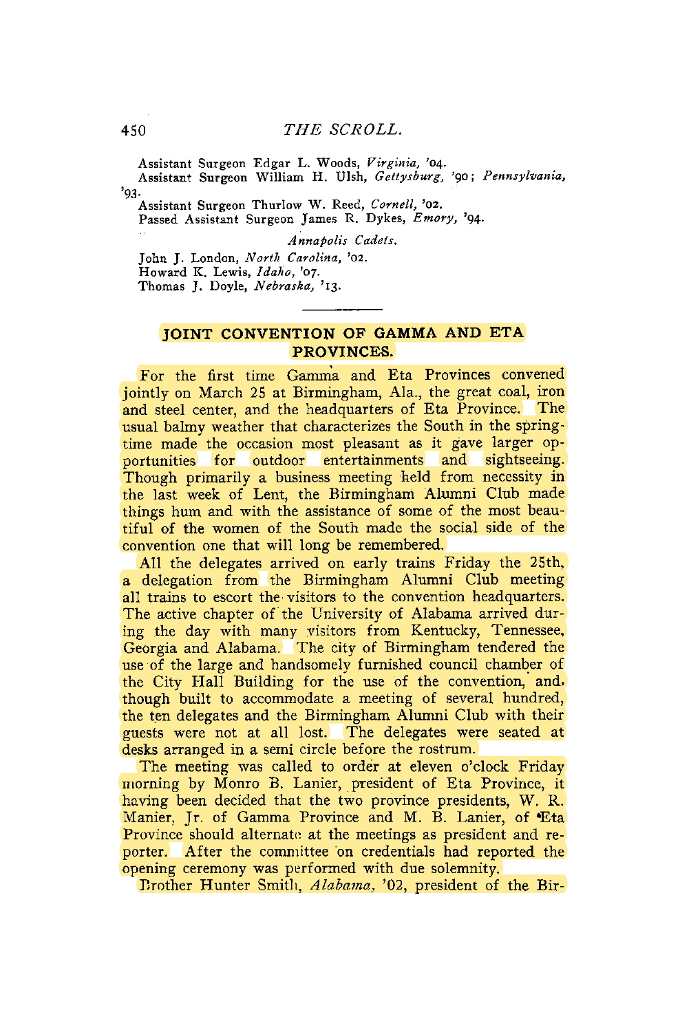Assistant Surgeon Edgar L. Woods, *Virginia*, '04.
Assistant Surgeon William H. Ulsh, *Gettysburg*, '90; *Pennsylvania*, '93.
Assistant Surgeon Thurlow W. Reed, *Cornell*, '02.
Passed Assistant Surgeon James R. Dykes, *Emory*, '94.

*Annapolis Cadets.*

John J. London, *North Carolina*, '02.
Howard K. Lewis, *Idaho*, '07.
Thomas J. Doyle, *Nebraska*, '13.

---

## JOINT CONVENTION OF GAMMA AND ETA PROVINCES.

For the first time Gamma and Eta Provinces convened jointly on March 25 at Birmingham, Ala., the great coal, iron and steel center, and the headquarters of Eta Province. The usual balmy weather that characterizes the South in the springtime made the occasion most pleasant as it gave larger opportunities for outdoor entertainments and sightseeing. Though primarily a business meeting held from necessity in the last week of Lent, the Birmingham Alumni Club made things hum and with the assistance of some of the most beautiful of the women of the South made the social side of the convention one that will long be remembered.

All the delegates arrived on early trains Friday the 25th, a delegation from the Birmingham Alumni Club meeting all trains to escort the visitors to the convention headquarters. The active chapter of the University of Alabama arrived during the day with many visitors from Kentucky, Tennessee, Georgia and Alabama. The city of Birmingham tendered the use of the large and handsomely furnished council chamber of the City Hall Building for the use of the convention, and, though built to accommodate a meeting of several hundred, the ten delegates and the Birmingham Alumni Club with their guests were not at all lost. The delegates were seated at desks arranged in a semi circle before the rostrum.

The meeting was called to order at eleven o'clock Friday morning by Monro B. Lanier, president of Eta Province, it having been decided that the two province presidents, W. R. Manier, Jr. of Gamma Province and M. B. Lanier, of Eta Province should alternate at the meetings as president and reporter. After the committee on credentials had reported the opening ceremony was performed with due solemnity.

Brother Hunter Smith, *Alabama*, '02, president of the Bir-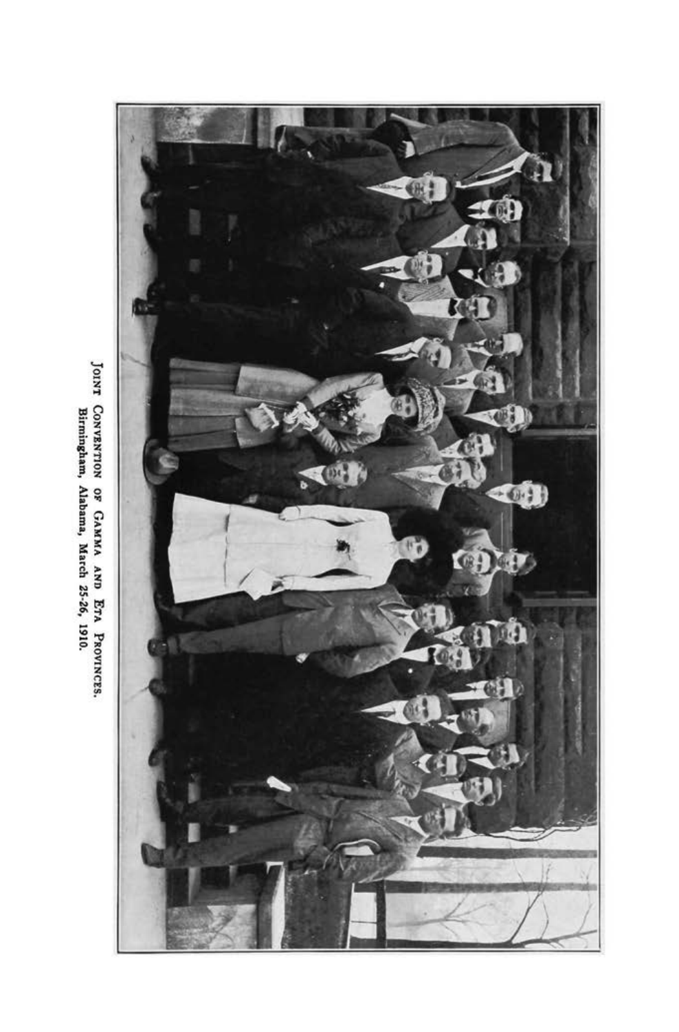Joint Convention of Gamma and Eta Provinces.
Birmingham, Alabama, March 25-26, 1910.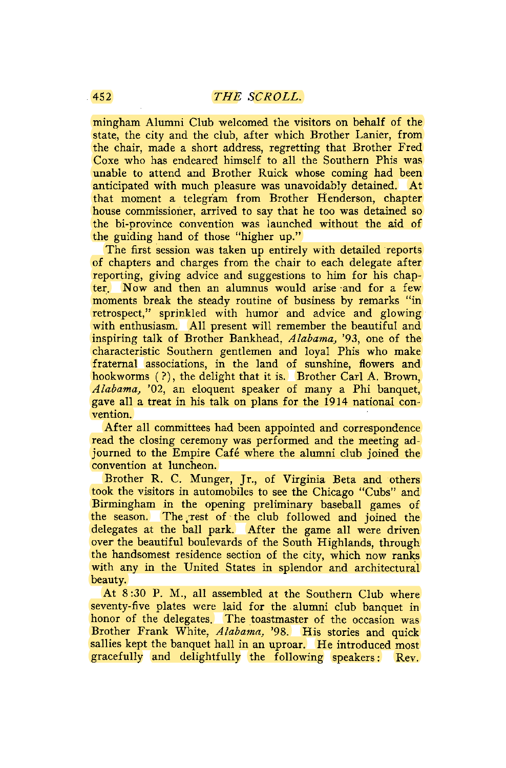mingham Alumni Club welcomed the visitors on behalf of the state, the city and the club, after which Brother Lanier, from the chair, made a short address, regretting that Brother Fred Coxe who has endeared himself to all the Southern Phis was unable to attend and Brother Ruick whose coming had been anticipated with much pleasure was unavoidably detained. At that moment a telegram from Brother Henderson, chapter house commissioner, arrived to say that he too was detained so the bi-province convention was launched without the aid of the guiding hand of those "higher up."

The first session was taken up entirely with detailed reports of chapters and charges from the chair to each delegate after reporting, giving advice and suggestions to him for his chapter. Now and then an alumnus would arise and for a few moments break the steady routine of business by remarks "in retrospect," sprinkled with humor and advice and glowing with enthusiasm. All present will remember the beautiful and inspiring talk of Brother Bankhead, *Alabama*, '93, one of the characteristic Southern gentlemen and loyal Phis who make fraternal associations, in the land of sunshine, flowers and hookworms (?), the delight that it is. Brother Carl A. Brown, *Alabama*, '02, an eloquent speaker of many a Phi banquet, gave all a treat in his talk on plans for the 1914 national convention.

After all committees had been appointed and correspondence read the closing ceremony was performed and the meeting adjourned to the Empire Café where the alumni club joined the convention at luncheon.

Brother R. C. Munger, Jr., of Virginia Beta and others took the visitors in automobiles to see the Chicago "Cubs" and Birmingham in the opening preliminary baseball games of the season. The rest of the club followed and joined the delegates at the ball park. After the game all were driven over the beautiful boulevards of the South Highlands, through the handsomest residence section of the city, which now ranks with any in the United States in splendor and architectural beauty.

At 8:30 P. M., all assembled at the Southern Club where seventy-five plates were laid for the alumni club banquet in honor of the delegates. The toastmaster of the occasion was Brother Frank White, *Alabama*, '98. His stories and quick sallies kept the banquet hall in an uproar. He introduced most gracefully and delightfully the following speakers: Rev.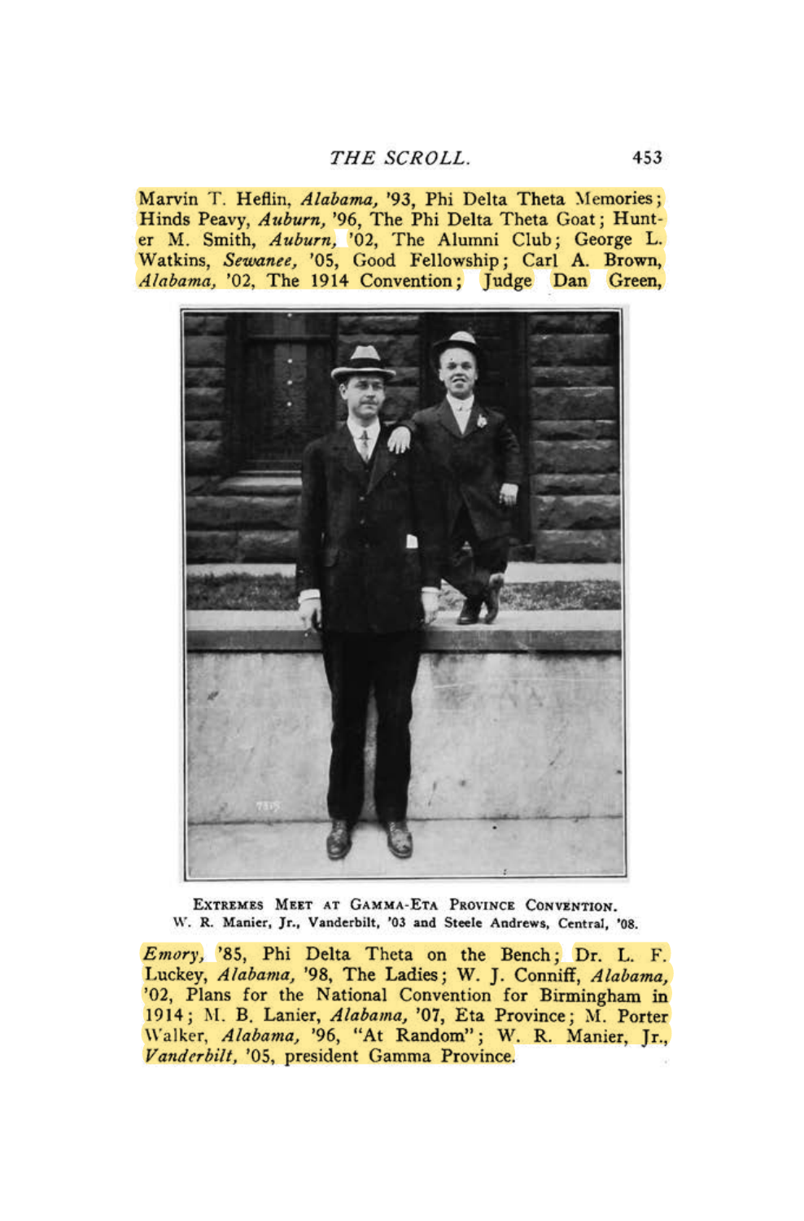Marvin T. Heflin, *Alabama,* '93, Phi Delta Theta Memories; Hinds Peavy, *Auburn,* '96, The Phi Delta Theta Goat; Hunter M. Smith, *Auburn,* '02, The Alumni Club; George L. Watkins, *Sewanee,* '05, Good Fellowship; Carl A. Brown, *Alabama,* '02, The 1914 Convention; Judge Dan Green,

EXTREMES MEET AT GAMMA-ETA PROVINCE CONVENTION.
W. R. Manier, Jr., Vanderbilt, '03 and Steele Andrews, Central, '08.

*Emory,* '85, Phi Delta Theta on the Bench; Dr. L. F. Luckey, *Alabama,* '98, The Ladies; W. J. Conniff, *Alabama,* '02, Plans for the National Convention for Birmingham in 1914; M. B. Lanier, *Alabama,* '07, Eta Province; M. Porter Walker, *Alabama,* '96, "At Random"; W. R. Manier, Jr., *Vanderbilt,* '05, president Gamma Province.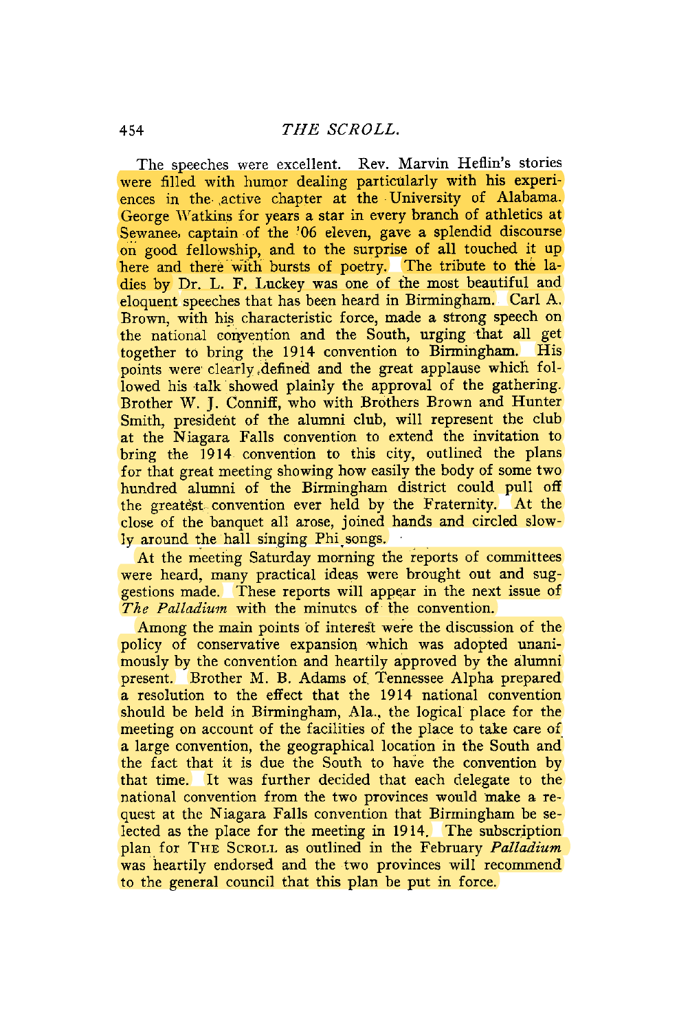The speeches were excellent. Rev. Marvin Heflin's stories were filled with humor dealing particularly with his experiences in the active chapter at the University of Alabama. George Watkins for years a star in every branch of athletics at Sewanee, captain of the '06 eleven, gave a splendid discourse on good fellowship, and to the surprise of all touched it up here and there with bursts of poetry. The tribute to the ladies by Dr. L. F. Luckey was one of the most beautiful and eloquent speeches that has been heard in Birmingham. Carl A. Brown, with his characteristic force, made a strong speech on the national convention and the South, urging that all get together to bring the 1914 convention to Birmingham. His points were clearly defined and the great applause which followed his talk showed plainly the approval of the gathering. Brother W. J. Conniff, who with Brothers Brown and Hunter Smith, president of the alumni club, will represent the club at the Niagara Falls convention to extend the invitation to bring the 1914 convention to this city, outlined the plans for that great meeting showing how easily the body of some two hundred alumni of the Birmingham district could pull off the greatest convention ever held by the Fraternity. At the close of the banquet all arose, joined hands and circled slowly around the hall singing Phi songs.

At the meeting Saturday morning the reports of committees were heard, many practical ideas were brought out and suggestions made. These reports will appear in the next issue of *The Palladium* with the minutes of the convention.

Among the main points of interest were the discussion of the policy of conservative expansion which was adopted unanimously by the convention and heartily approved by the alumni present. Brother M. B. Adams of Tennessee Alpha prepared a resolution to the effect that the 1914 national convention should be held in Birmingham, Ala., the logical place for the meeting on account of the facilities of the place to take care of a large convention, the geographical location in the South and the fact that it is due the South to have the convention by that time. It was further decided that each delegate to the national convention from the two provinces would make a request at the Niagara Falls convention that Birmingham be selected as the place for the meeting in 1914. The subscription plan for THE SCROLL as outlined in the February *Palladium* was heartily endorsed and the two provinces will recommend to the general council that this plan be put in force.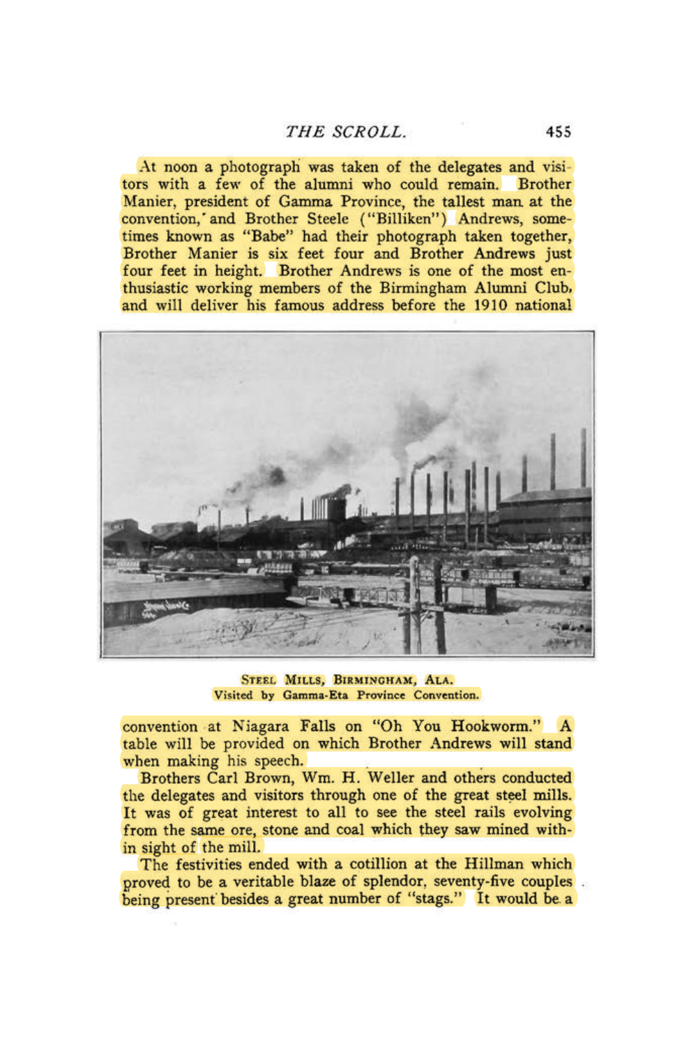At noon a photograph was taken of the delegates and visitors with a few of the alumni who could remain. Brother Manier, president of Gamma Province, the tallest man at the convention, and Brother Steele ("Billiken") Andrews, sometimes known as "Babe" had their photograph taken together, Brother Manier is six feet four and Brother Andrews just four feet in height. Brother Andrews is one of the most enthusiastic working members of the Birmingham Alumni Club, and will deliver his famous address before the 1910 national

STEEL MILLS, BIRMINGHAM, ALA.
Visited by Gamma-Eta Province Convention.

convention at Niagara Falls on "Oh You Hookworm." A table will be provided on which Brother Andrews will stand when making his speech.

Brothers Carl Brown, Wm. H. Weller and others conducted the delegates and visitors through one of the great steel mills. It was of great interest to all to see the steel rails evolving from the same ore, stone and coal which they saw mined within sight of the mill.

The festivities ended with a cotillion at the Hillman which proved to be a veritable blaze of splendor, seventy-five couples being present besides a great number of "stags." It would be a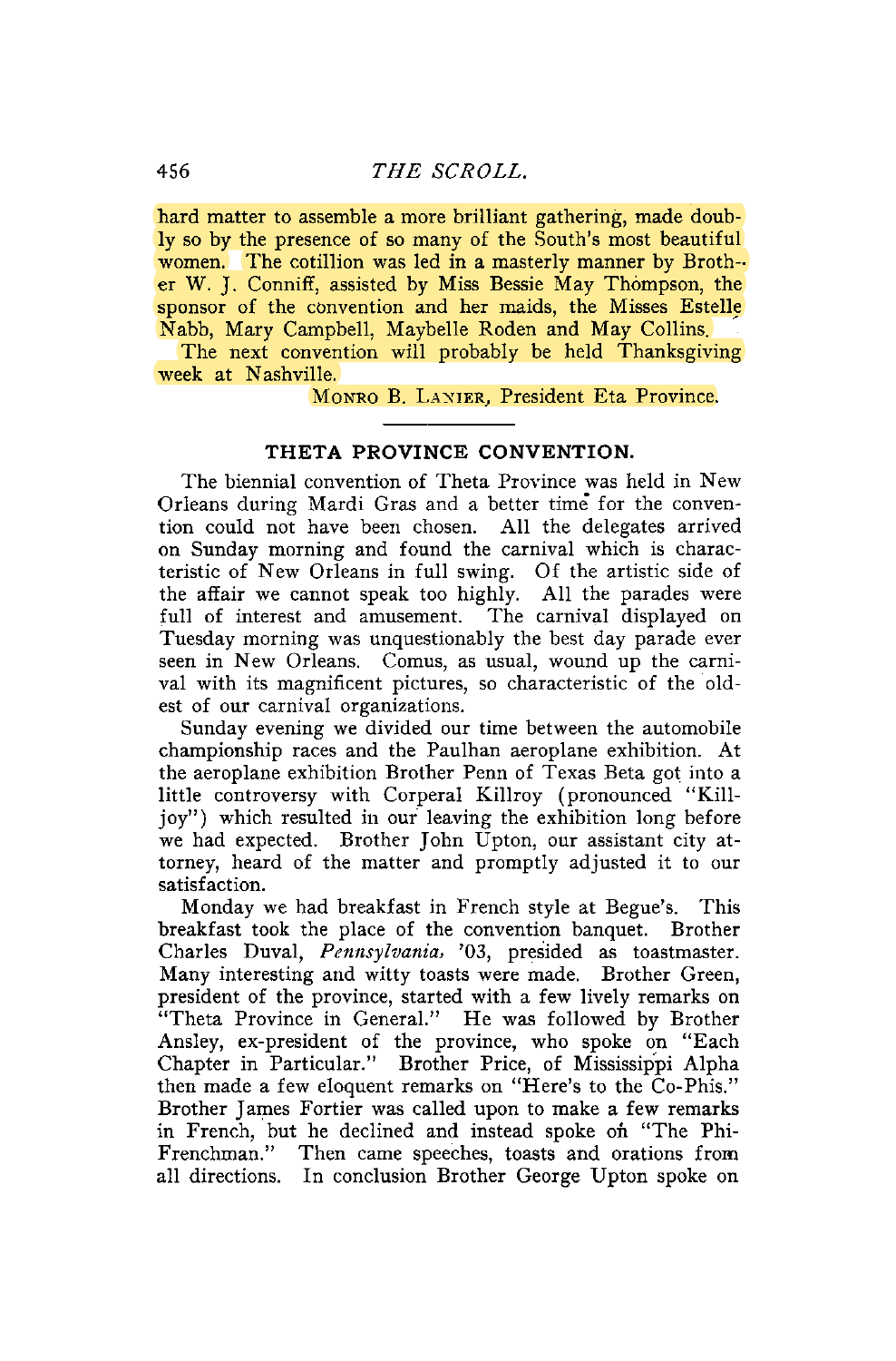hard matter to assemble a more brilliant gathering, made doubly so by the presence of so many of the South's most beautiful women. The cotillion was led in a masterly manner by Brother W. J. Conniff, assisted by Miss Bessie May Thompson, the sponsor of the convention and her maids, the Misses Estelle Nabb, Mary Campbell, Maybelle Roden and May Collins.

The next convention will probably be held Thanksgiving week at Nashville.

MONRO B. LANIER, President Eta Province.

## THETA PROVINCE CONVENTION.

The biennial convention of Theta Province was held in New Orleans during Mardi Gras and a better time for the convention could not have been chosen. All the delegates arrived on Sunday morning and found the carnival which is characteristic of New Orleans in full swing. Of the artistic side of the affair we cannot speak too highly. All the parades were full of interest and amusement. The carnival displayed on Tuesday morning was unquestionably the best day parade ever seen in New Orleans. Comus, as usual, wound up the carnival with its magnificent pictures, so characteristic of the oldest of our carnival organizations.

Sunday evening we divided our time between the automobile championship races and the Paulhan aeroplane exhibition. At the aeroplane exhibition Brother Penn of Texas Beta got into a little controversy with Corperal Killroy (pronounced "Killjoy") which resulted in our leaving the exhibition long before we had expected. Brother John Upton, our assistant city attorney, heard of the matter and promptly adjusted it to our satisfaction.

Monday we had breakfast in French style at Begue's. This breakfast took the place of the convention banquet. Brother Charles Duval, *Pennsylvania*, '03, presided as toastmaster. Many interesting and witty toasts were made. Brother Green, president of the province, started with a few lively remarks on "Theta Province in General." He was followed by Brother Ansley, ex-president of the province, who spoke on "Each Chapter in Particular." Brother Price, of Mississippi Alpha then made a few eloquent remarks on "Here's to the Co-Phis." Brother James Fortier was called upon to make a few remarks in French, but he declined and instead spoke on "The Phi-Frenchman." Then came speeches, toasts and orations from all directions. In conclusion Brother George Upton spoke on